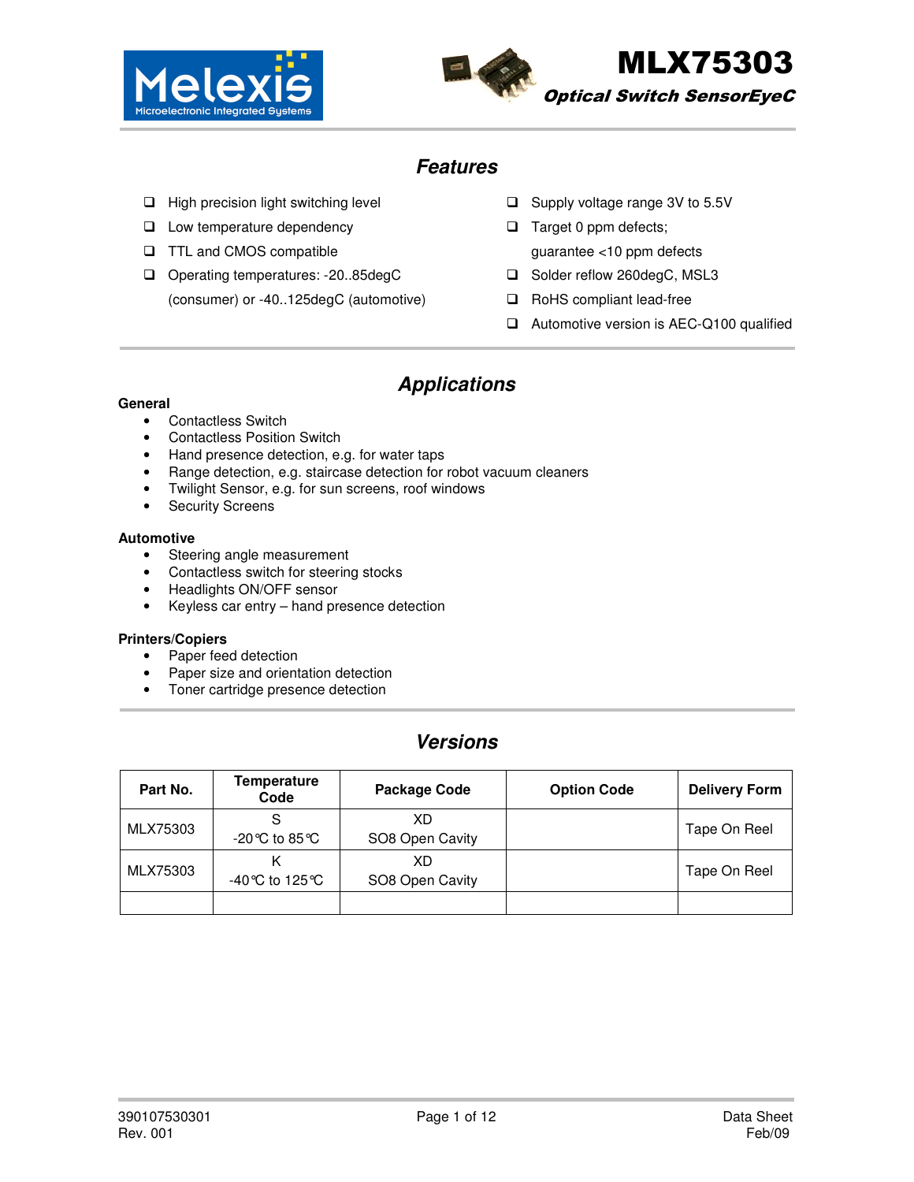# MLX75303

***Optical Switch SensorEyeC***

## *Features*

- High precision light switching level
- Low temperature dependency
- TTL and CMOS compatible
- Operating temperatures: -20..85degC (consumer) or -40..125degC (automotive)
- Supply voltage range 3V to 5.5V
- Target 0 ppm defects; guarantee <10 ppm defects
- Solder reflow 260degC, MSL3
- RoHS compliant lead-free
- Automotive version is AEC-Q100 qualified

## *Applications*

**General**

- Contactless Switch
- Contactless Position Switch
- Hand presence detection, e.g. for water taps
- Range detection, e.g. staircase detection for robot vacuum cleaners
- Twilight Sensor, e.g. for sun screens, roof windows
- Security Screens

**Automotive**

- Steering angle measurement
- Contactless switch for steering stocks
- Headlights ON/OFF sensor
- Keyless car entry – hand presence detection

**Printers/Copiers**

- Paper feed detection
- Paper size and orientation detection
- Toner cartridge presence detection

## *Versions*

| Part No. | Temperature Code | Package Code | Option Code | Delivery Form |
|---|---|---|---|---|
| MLX75303 | S<br>-20°C to 85°C | XD<br>SO8 Open Cavity | | Tape On Reel |
| MLX75303 | K<br>-40°C to 125°C | XD<br>SO8 Open Cavity | | Tape On Reel |
| | | | | |

390107530301
Rev. 001

Data Sheet
Feb/09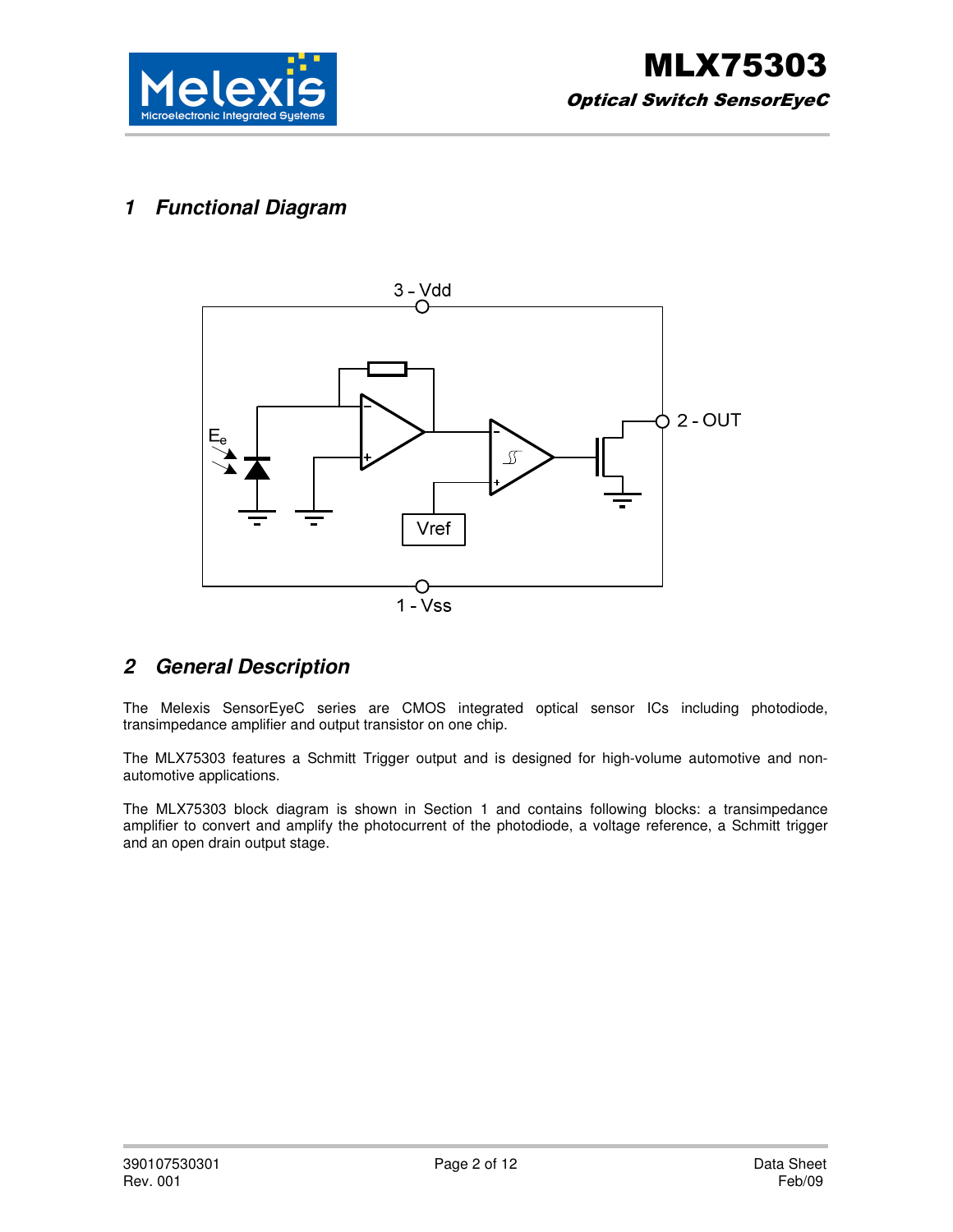# 1 Functional Diagram

3 - Vdd

2 - OUT

1 - Vss

Vref

$E_e$

# 2 General Description

The Melexis SensorEyeC series are CMOS integrated optical sensor ICs including photodiode, transimpedance amplifier and output transistor on one chip.

The MLX75303 features a Schmitt Trigger output and is designed for high-volume automotive and non-automotive applications.

The MLX75303 block diagram is shown in Section 1 and contains following blocks: a transimpedance amplifier to convert and amplify the photocurrent of the photodiode, a voltage reference, a Schmitt trigger and an open drain output stage.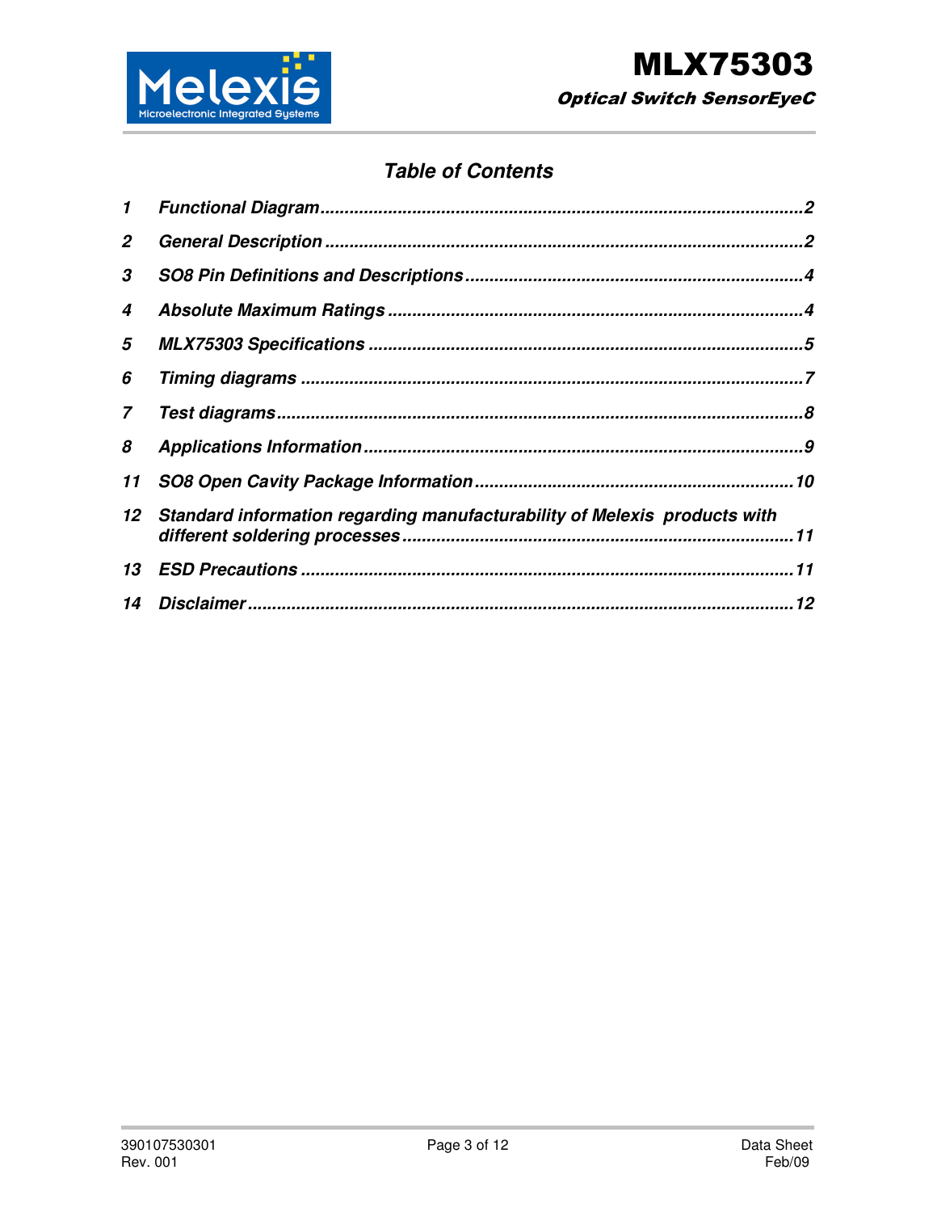## *Table of Contents*

| | | |
|---|---|---|
| **1** | ***Functional Diagram*** | **2** |
| **2** | ***General Description*** | **2** |
| **3** | ***SO8 Pin Definitions and Descriptions*** | **4** |
| **4** | ***Absolute Maximum Ratings*** | **4** |
| **5** | ***MLX75303 Specifications*** | **5** |
| **6** | ***Timing diagrams*** | **7** |
| **7** | ***Test diagrams*** | **8** |
| **8** | ***Applications Information*** | **9** |
| **11** | ***SO8 Open Cavity Package Information*** | **10** |
| **12** | ***Standard information regarding manufacturability of Melexis products with different soldering processes*** | **11** |
| **13** | ***ESD Precautions*** | **11** |
| **14** | ***Disclaimer*** | **12** |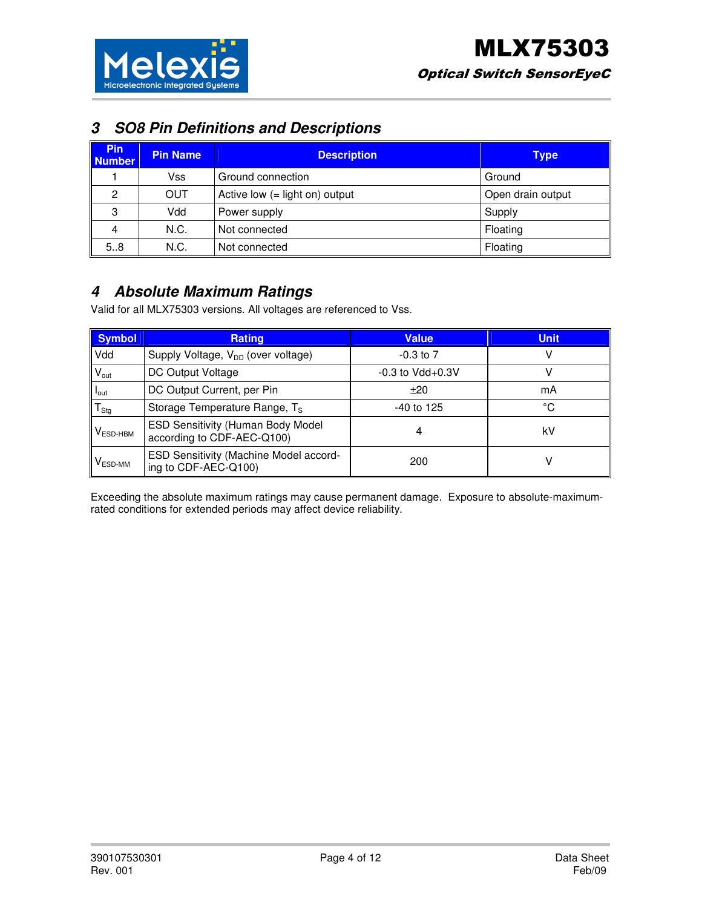## 3 SO8 Pin Definitions and Descriptions

| Pin Number | Pin Name | Description | Type |
|---|---|---|---|
| 1 | Vss | Ground connection | Ground |
| 2 | OUT | Active low (= light on) output | Open drain output |
| 3 | Vdd | Power supply | Supply |
| 4 | N.C. | Not connected | Floating |
| 5..8 | N.C. | Not connected | Floating |

## 4 Absolute Maximum Ratings

Valid for all MLX75303 versions. All voltages are referenced to Vss.

| Symbol | Rating | Value | Unit |
|---|---|---|---|
| Vdd | Supply Voltage, $V_{DD}$ (over voltage) | -0.3 to 7 | V |
| $V_{out}$ | DC Output Voltage | -0.3 to Vdd+0.3V | V |
| $I_{out}$ | DC Output Current, per Pin | ±20 | mA |
| $T_{Stg}$ | Storage Temperature Range, $T_S$ | -40 to 125 | °C |
| $V_{ESD\text{-}HBM}$ | ESD Sensitivity (Human Body Model according to CDF-AEC-Q100) | 4 | kV |
| $V_{ESD\text{-}MM}$ | ESD Sensitivity (Machine Model according to CDF-AEC-Q100) | 200 | V |

Exceeding the absolute maximum ratings may cause permanent damage. Exposure to absolute-maximum-rated conditions for extended periods may affect device reliability.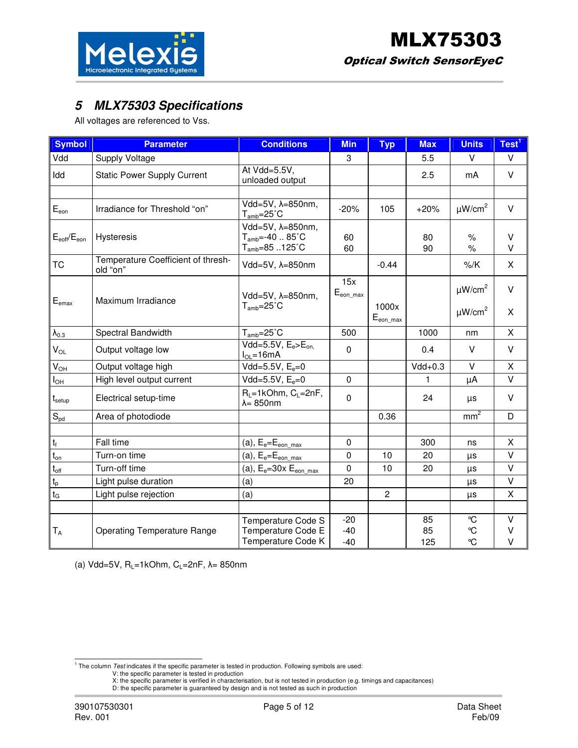## 5 MLX75303 Specifications

All voltages are referenced to Vss.

| Symbol | Parameter | Conditions | Min | Typ | Max | Units | Test[1] |
|---|---|---|---|---|---|---|---|
| Vdd | Supply Voltage | | 3 | | 5.5 | V | V |
| Idd | Static Power Supply Current | At Vdd=5.5V, unloaded output | | | 2.5 | mA | V |
| | | | | | | | |
| $E_{eon}$ | Irradiance for Threshold "on" | Vdd=5V, λ=850nm, $T_{amb}$=25˚C | -20% | 105 | +20% | µW/cm² | V |
| $E_{eoff}/E_{eon}$ | Hysteresis | Vdd=5V, λ=850nm, $T_{amb}$=-40 .. 85˚C<br>$T_{amb}$=85 ..125˚C | 60<br>60 | | 80<br>90 | %<br>% | V<br>V |
| TC | Temperature Coefficient of threshold "on" | Vdd=5V, λ=850nm | | -0.44 | | %/K | X |
| $E_{emax}$ | Maximum Irradiance | Vdd=5V, λ=850nm, $T_{amb}$=25˚C | 15x $E_{eon\_max}$ | 1000x $E_{eon\_max}$ | | µW/cm²<br>µW/cm² | V<br>X |
| $\lambda_{0.3}$ | Spectral Bandwidth | $T_{amb}$=25˚C | 500 | | 1000 | nm | X |
| $V_{OL}$ | Output voltage low | Vdd=5.5V, $E_e$>$E_{on}$, $I_{OL}$=16mA | 0 | | 0.4 | V | V |
| $V_{OH}$ | Output voltage high | Vdd=5.5V, $E_e$=0 | | | Vdd+0.3 | V | X |
| $I_{OH}$ | High level output current | Vdd=5.5V, $E_e$=0 | 0 | | 1 | µA | V |
| $t_{setup}$ | Electrical setup-time | $R_L$=1kOhm, $C_L$=2nF, λ= 850nm | 0 | | 24 | µs | V |
| $S_{pd}$ | Area of photodiode | | | 0.36 | | mm² | D |
| | | | | | | | |
| $t_f$ | Fall time | (a), $E_e$=$E_{eon\_max}$ | 0 | | 300 | ns | X |
| $t_{on}$ | Turn-on time | (a), $E_e$=$E_{eon\_max}$ | 0 | 10 | 20 | µs | V |
| $t_{off}$ | Turn-off time | (a), $E_e$=30x $E_{eon\_max}$ | 0 | 10 | 20 | µs | V |
| $t_p$ | Light pulse duration | (a) | 20 | | | µs | V |
| $t_G$ | Light pulse rejection | (a) | | 2 | | µs | X |
| | | | | | | | |
| $T_A$ | Operating Temperature Range | Temperature Code S<br>Temperature Code E<br>Temperature Code K | -20<br>-40<br>-40 | | 85<br>85<br>125 | °C<br>°C<br>°C | V<br>V<br>V |

(a) Vdd=5V, $R_L$=1kOhm, $C_L$=2nF, λ= 850nm

[1] The column *Test* indicates if the specific parameter is tested in production. Following symbols are used:
V: the specific parameter is tested in production
X: the specific parameter is verified in characterisation, but is not tested in production (e.g. timings and capacitances)
D: the specific parameter is guaranteed by design and is not tested as such in production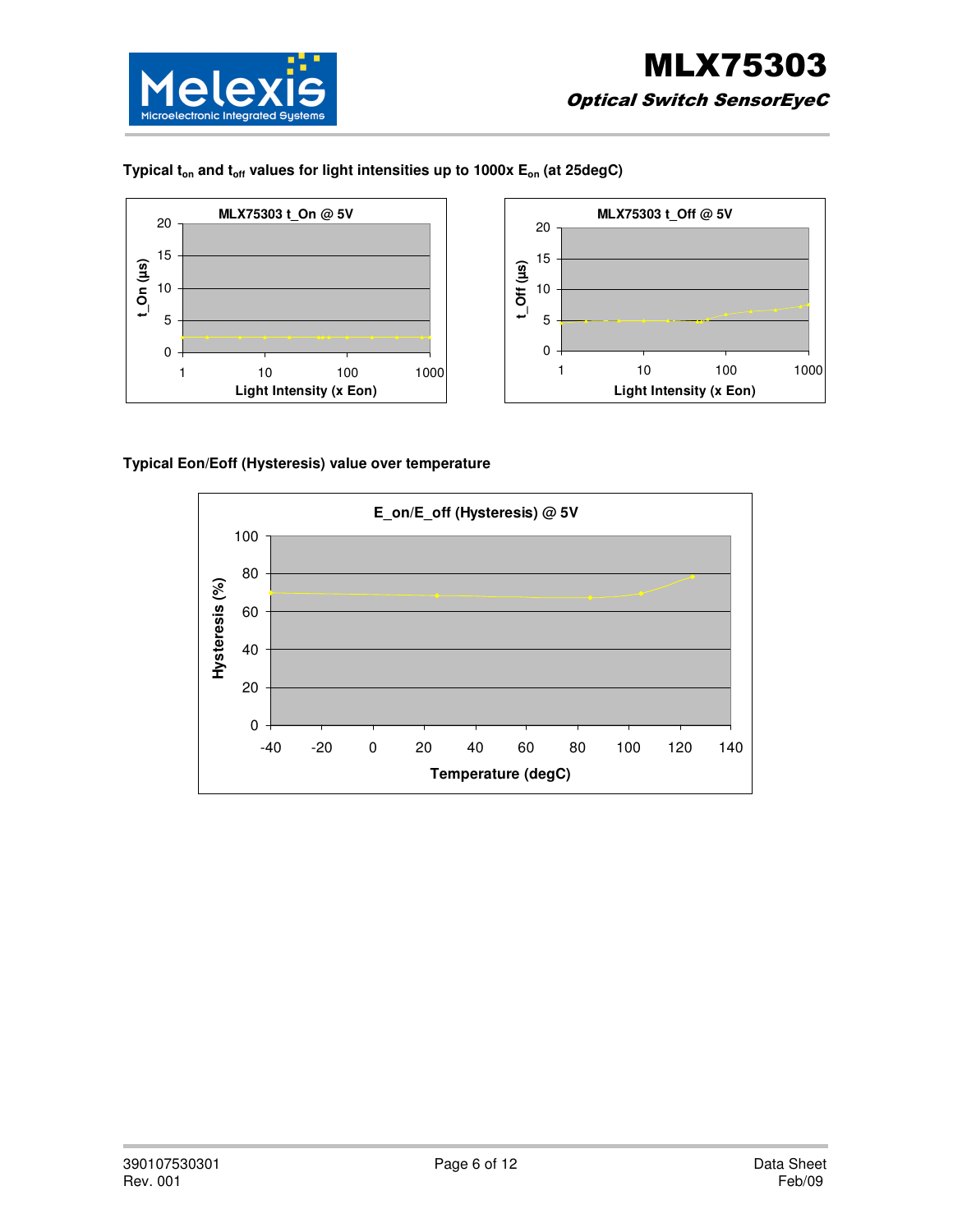**Typical $t_{on}$ and $t_{off}$ values for light intensities up to 1000x $E_{on}$ (at 25degC)**

MLX75303 t_On @ 5V

MLX75303 t_Off @ 5V

**Typical Eon/Eoff (Hysteresis) value over temperature**

E_on/E_off (Hysteresis) @ 5V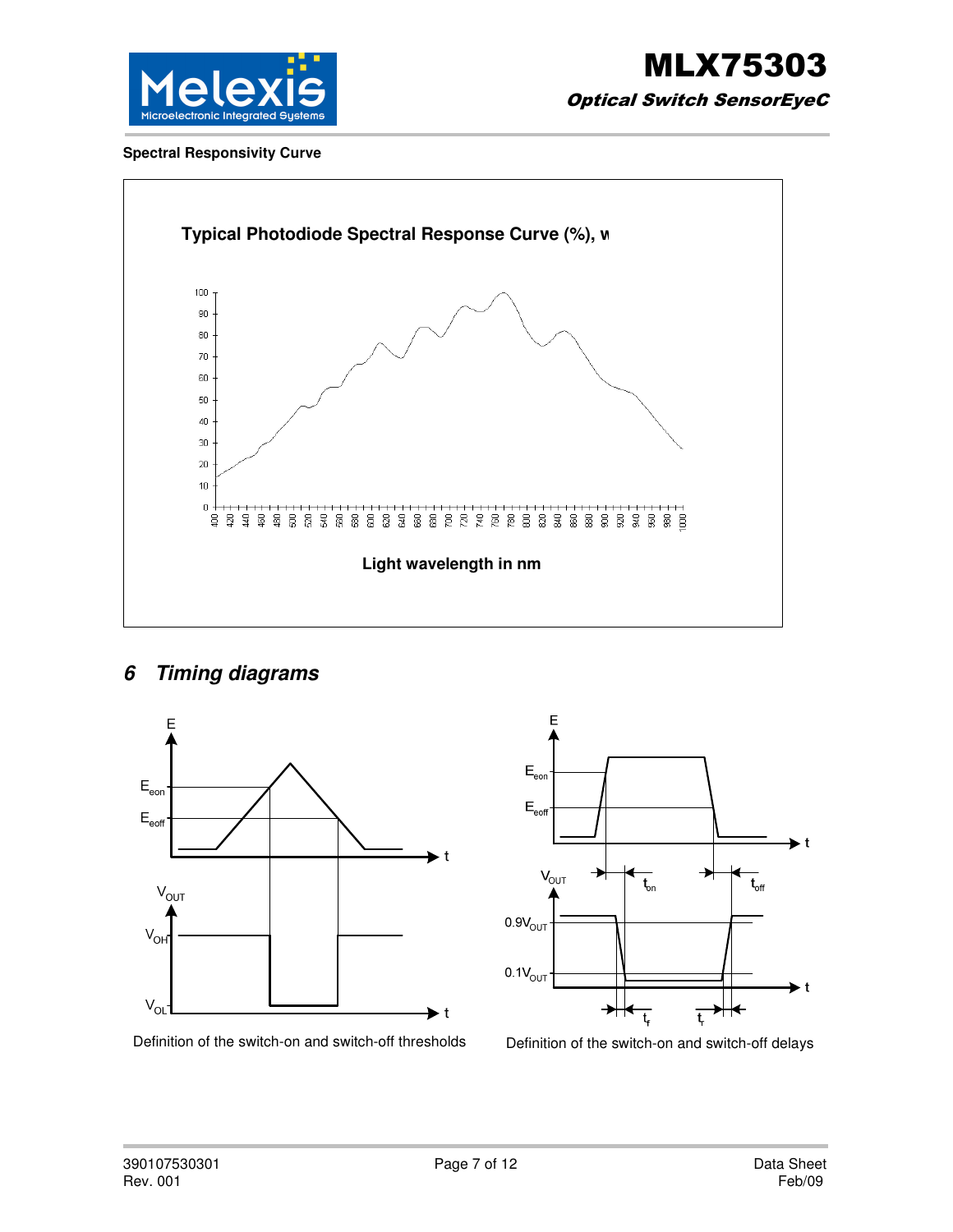**Spectral Responsivity Curve**

Typical Photodiode Spectral Response Curve (%), w

Light wavelength in nm

## 6 Timing diagrams

Definition of the switch-on and switch-off thresholds

Definition of the switch-on and switch-off delays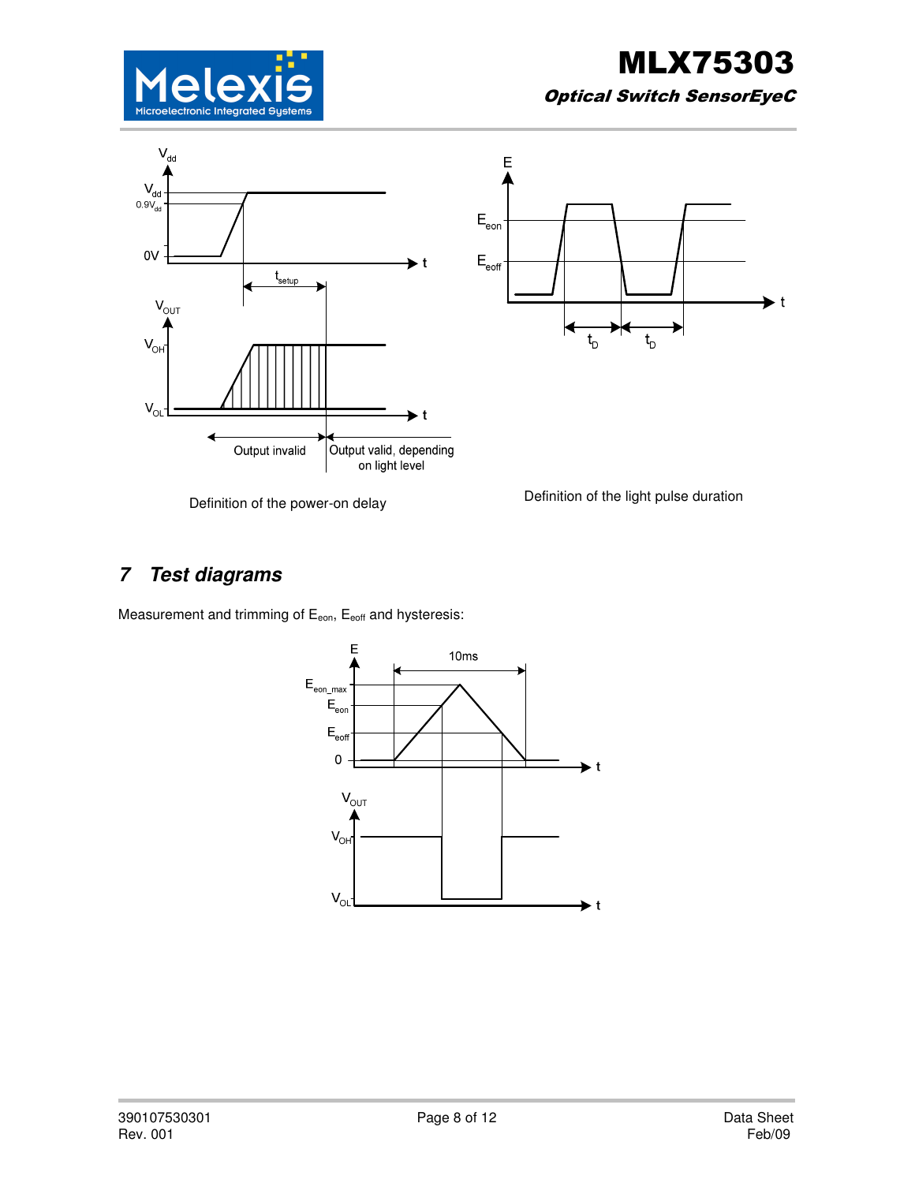Definition of the power-on delay

Definition of the light pulse duration

## 7 Test diagrams

Measurement and trimming of $E_{eon}$, $E_{eoff}$ and hysteresis: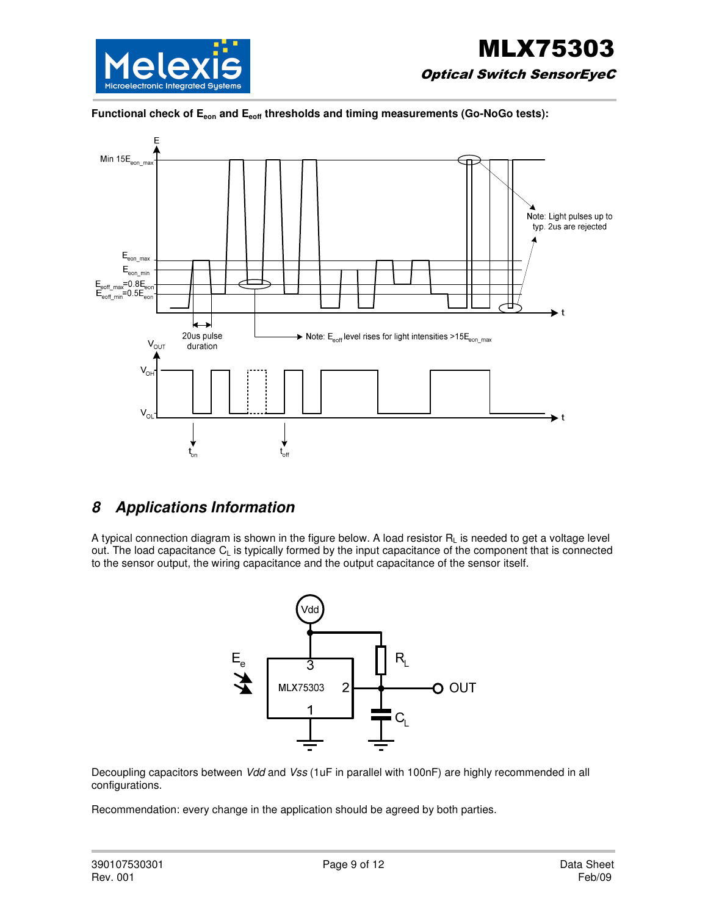**Functional check of $E_{eon}$ and $E_{eoff}$ thresholds and timing measurements (Go-NoGo tests):**

## 8 Applications Information

A typical connection diagram is shown in the figure below. A load resistor $R_L$ is needed to get a voltage level out. The load capacitance $C_L$ is typically formed by the input capacitance of the component that is connected to the sensor output, the wiring capacitance and the output capacitance of the sensor itself.

Decoupling capacitors between *Vdd* and *Vss* (1uF in parallel with 100nF) are highly recommended in all configurations.

Recommendation: every change in the application should be agreed by both parties.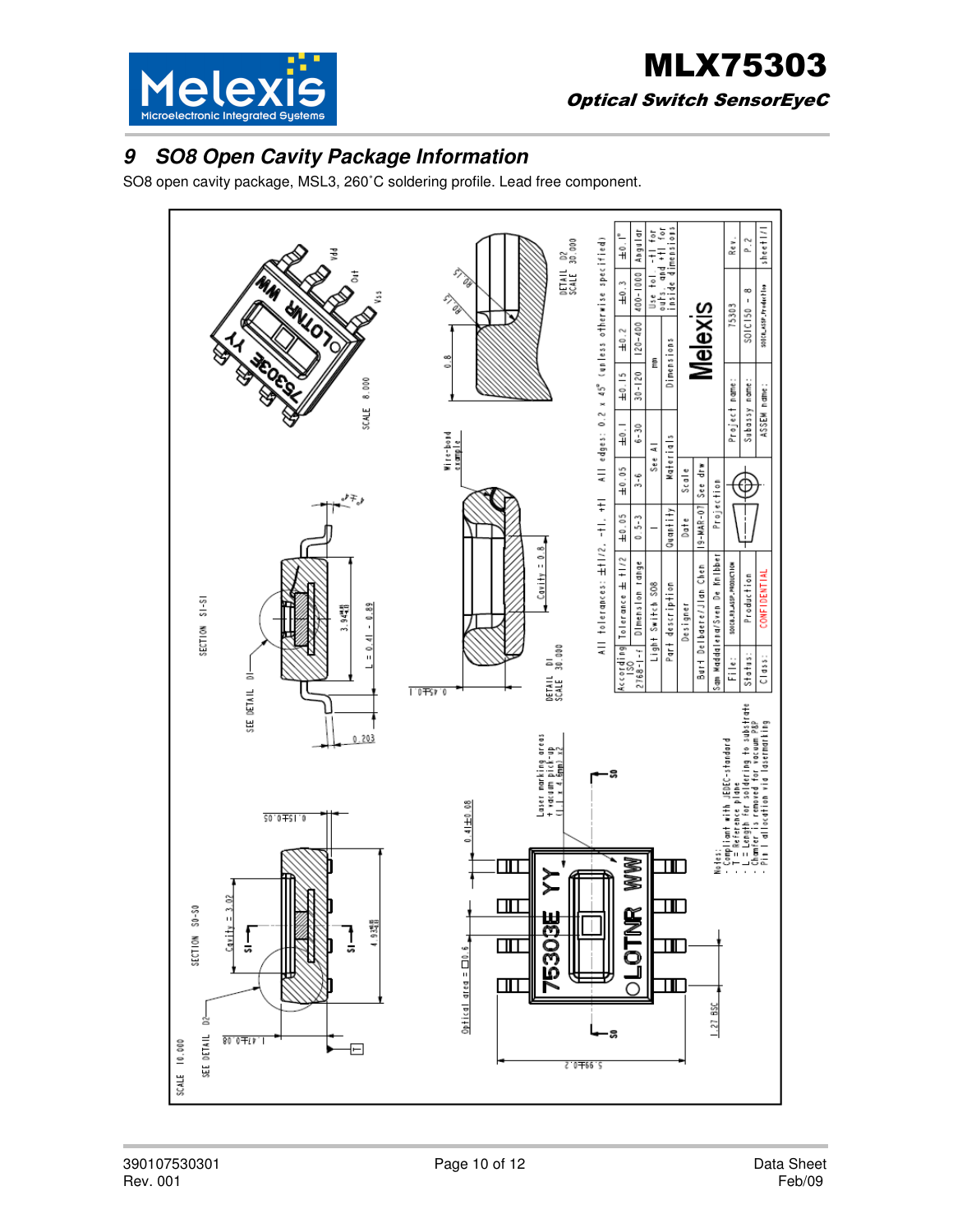# 9 SO8 Open Cavity Package Information

SO8 open cavity package, MSL3, 260˚C soldering profile. Lead free component.

All tolerances: ±t1/2, -t1, +t1    All edges: 0.2 x 45° (unless otherwise specified)

| According ISO 2768-1-f | ±0.05 | ±0.05 | ±0.1 | ±0.15 | ±0.2 | ±0.3 | ±0.1° |
|---|---|---|---|---|---|---|---|
| Dimension range | 0.5-3 | 3-6 | 6-30 | 30-120 | 120-400 | 400-1000 | Angular |

Notes:
- Compliant with JEDEC-standard
- T = Reference plane
- L = Length for soldering to substrate
- Chamfer is removed for vacuum P&P
- Pin 1 allocation via lasermarking

| Part description | Light Switch SO8 |
|---|---|
| Designer | Bart Delbaere/Jian Chen |
| Date | 19-MAR-07 |
| Project name | 75303 |
| Subassy name | SOIC150 - 8 |
| Rev. | P.2 |
| Status | Production |
| Class | CONFIDENTIAL |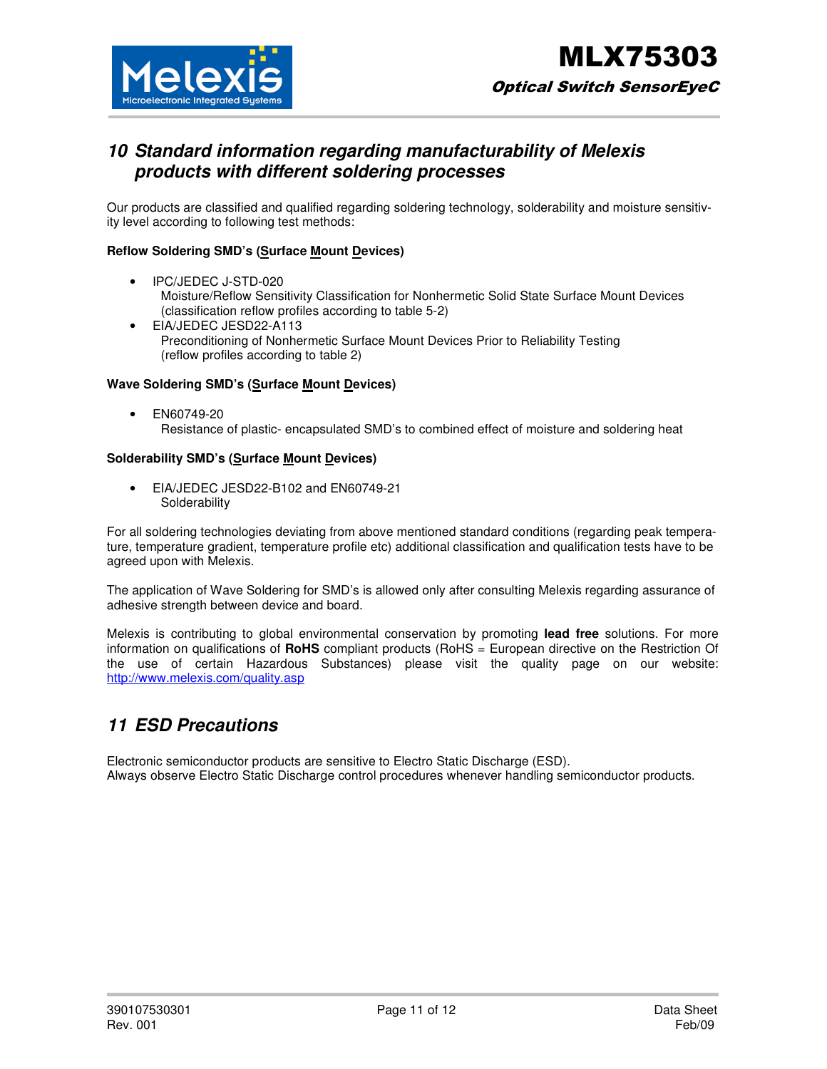## 10 Standard information regarding manufacturability of Melexis products with different soldering processes

Our products are classified and qualified regarding soldering technology, solderability and moisture sensitivity level according to following test methods:

**Reflow Soldering SMD's (Surface Mount Devices)**

- IPC/JEDEC J-STD-020
  Moisture/Reflow Sensitivity Classification for Nonhermetic Solid State Surface Mount Devices
  (classification reflow profiles according to table 5-2)
- EIA/JEDEC JESD22-A113
  Preconditioning of Nonhermetic Surface Mount Devices Prior to Reliability Testing
  (reflow profiles according to table 2)

**Wave Soldering SMD's (Surface Mount Devices)**

- EN60749-20
  Resistance of plastic- encapsulated SMD's to combined effect of moisture and soldering heat

**Solderability SMD's (Surface Mount Devices)**

- EIA/JEDEC JESD22-B102 and EN60749-21
  Solderability

For all soldering technologies deviating from above mentioned standard conditions (regarding peak temperature, temperature gradient, temperature profile etc) additional classification and qualification tests have to be agreed upon with Melexis.

The application of Wave Soldering for SMD's is allowed only after consulting Melexis regarding assurance of adhesive strength between device and board.

Melexis is contributing to global environmental conservation by promoting **lead free** solutions. For more information on qualifications of **RoHS** compliant products (RoHS = European directive on the Restriction Of the use of certain Hazardous Substances) please visit the quality page on our website: http://www.melexis.com/quality.asp

## 11 ESD Precautions

Electronic semiconductor products are sensitive to Electro Static Discharge (ESD).
Always observe Electro Static Discharge control procedures whenever handling semiconductor products.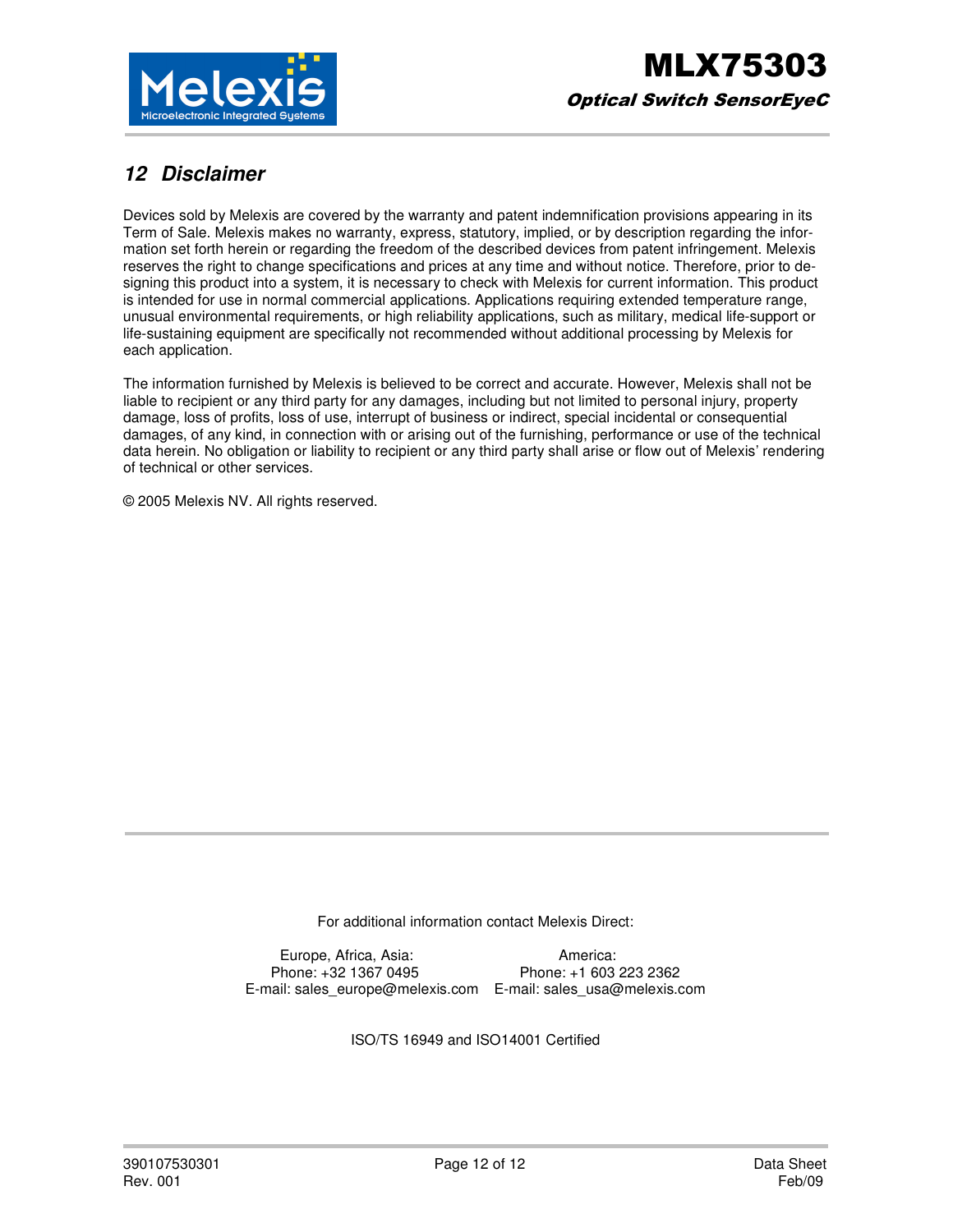## 12 Disclaimer

Devices sold by Melexis are covered by the warranty and patent indemnification provisions appearing in its Term of Sale. Melexis makes no warranty, express, statutory, implied, or by description regarding the information set forth herein or regarding the freedom of the described devices from patent infringement. Melexis reserves the right to change specifications and prices at any time and without notice. Therefore, prior to designing this product into a system, it is necessary to check with Melexis for current information. This product is intended for use in normal commercial applications. Applications requiring extended temperature range, unusual environmental requirements, or high reliability applications, such as military, medical life-support or life-sustaining equipment are specifically not recommended without additional processing by Melexis for each application.

The information furnished by Melexis is believed to be correct and accurate. However, Melexis shall not be liable to recipient or any third party for any damages, including but not limited to personal injury, property damage, loss of profits, loss of use, interrupt of business or indirect, special incidental or consequential damages, of any kind, in connection with or arising out of the furnishing, performance or use of the technical data herein. No obligation or liability to recipient or any third party shall arise or flow out of Melexis' rendering of technical or other services.

© 2005 Melexis NV. All rights reserved.

For additional information contact Melexis Direct:

Europe, Africa, Asia:
Phone: +32 1367 0495
E-mail: sales_europe@melexis.com

America:
Phone: +1 603 223 2362
E-mail: sales_usa@melexis.com

ISO/TS 16949 and ISO14001 Certified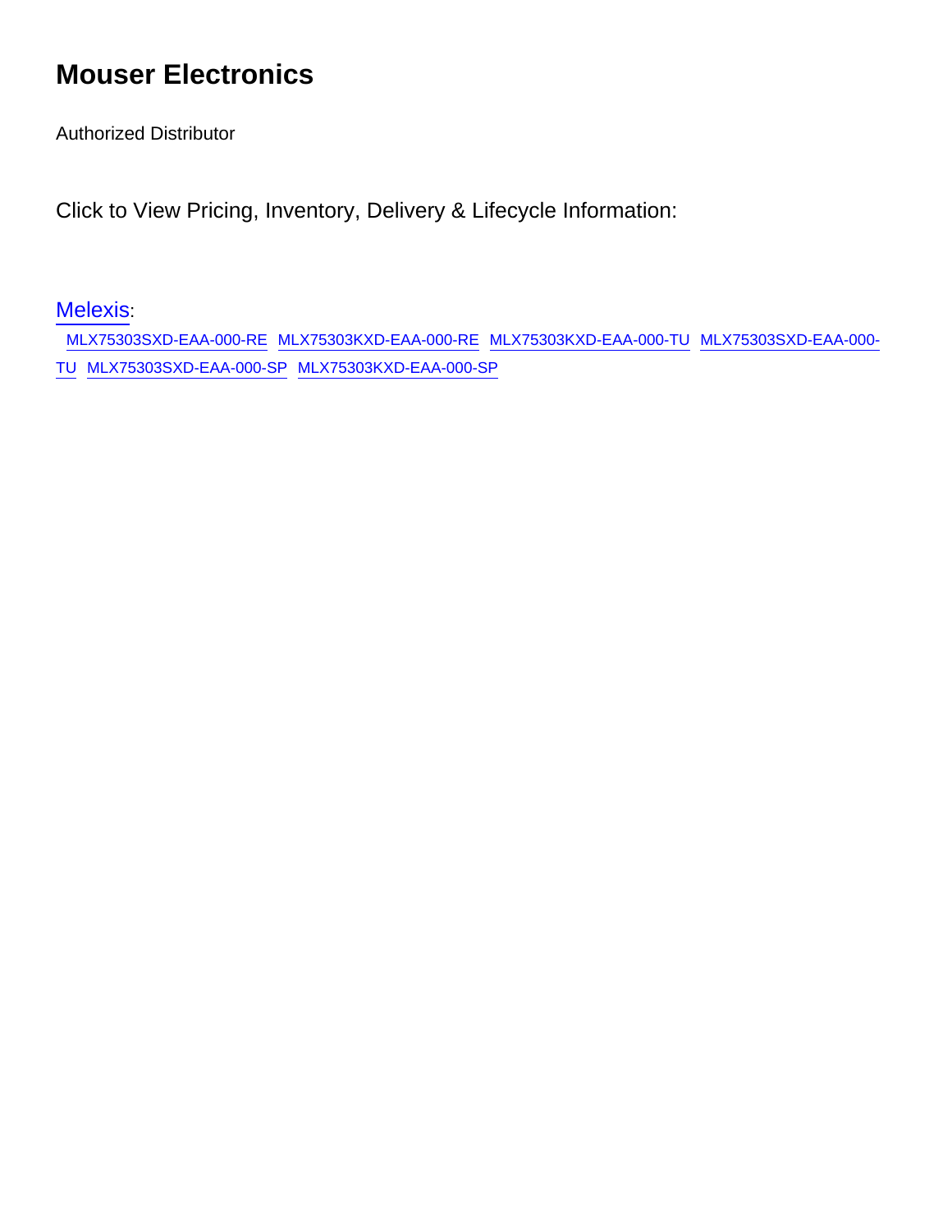# Mouser Electronics

Authorized Distributor

Click to View Pricing, Inventory, Delivery & Lifecycle Information:

Melexis:

MLX75303SXD-EAA-000-RE MLX75303KXD-EAA-000-RE MLX75303KXD-EAA-000-TU MLX75303SXD-EAA-000-TU MLX75303SXD-EAA-000-SP MLX75303KXD-EAA-000-SP